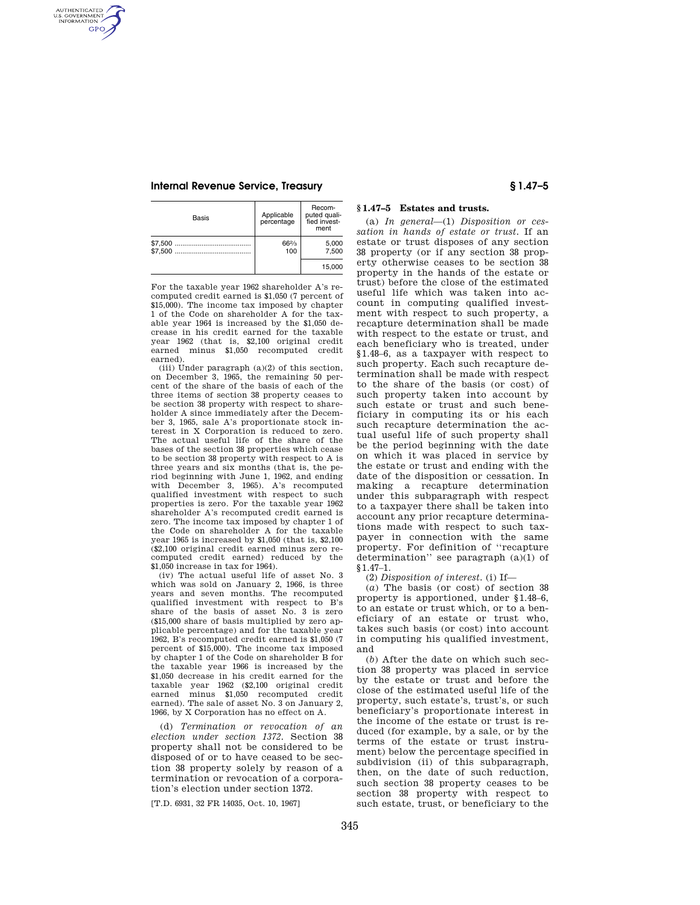| Basis | Applicable percentage | Recomputed qualified investment |
|---|---|---|
| $7,500 | 66⅔ | 5,000 |
| $7,500 | 100 | 7,500 |
| | | 15,000 |

For the taxable year 1962 shareholder A's recomputed credit earned is $1,050 (7 percent of $15,000). The income tax imposed by chapter 1 of the Code on shareholder A for the taxable year 1964 is increased by the $1,050 decrease in his credit earned for the taxable year 1962 (that is, $2,100 original credit earned minus $1,050 recomputed credit earned).

(iii) Under paragraph (a)(2) of this section, on December 3, 1965, the remaining 50 percent of the share of the basis of each of the three items of section 38 property ceases to be section 38 property with respect to shareholder A since immediately after the December 3, 1965, sale A's proportionate stock interest in X Corporation is reduced to zero. The actual useful life of the share of the bases of the section 38 properties which cease to be section 38 property with respect to A is three years and six months (that is, the period beginning with June 1, 1962, and ending with December 3, 1965). A's recomputed qualified investment with respect to such properties is zero. For the taxable year 1962 shareholder A's recomputed credit earned is zero. The income tax imposed by chapter 1 of the Code on shareholder A for the taxable year 1965 is increased by $1,050 (that is, $2,100 ($2,100 original credit earned minus zero recomputed credit earned) reduced by the $1,050 increase in tax for 1964).

(iv) The actual useful life of asset No. 3 which was sold on January 2, 1966, is three years and seven months. The recomputed qualified investment with respect to B's share of the basis of asset No. 3 is zero ($15,000 share of basis multiplied by zero applicable percentage) and for the taxable year 1962, B's recomputed credit earned is $1,050 (7 percent of $15,000). The income tax imposed by chapter 1 of the Code on shareholder B for the taxable year 1966 is increased by the $1,050 decrease in his credit earned for the taxable year 1962 ($2,100 original credit earned minus $1,050 recomputed credit earned). The sale of asset No. 3 on January 2, 1966, by X Corporation has no effect on A.

(d) *Termination or revocation of an election under section 1372.* Section 38 property shall not be considered to be disposed of or to have ceased to be section 38 property solely by reason of a termination or revocation of a corporation's election under section 1372.

[T.D. 6931, 32 FR 14035, Oct. 10, 1967]

## § 1.47–5 Estates and trusts.

(a) *In general*—(1) *Disposition or cessation in hands of estate or trust.* If an estate or trust disposes of any section 38 property (or if any section 38 property otherwise ceases to be section 38 property in the hands of the estate or trust) before the close of the estimated useful life which was taken into account in computing qualified investment with respect to such property, a recapture determination shall be made with respect to the estate or trust, and each beneficiary who is treated, under §1.48–6, as a taxpayer with respect to such property. Each such recapture determination shall be made with respect to the share of the basis (or cost) of such property taken into account by such estate or trust and such beneficiary in computing its or his each such recapture determination the actual useful life of such property shall be the period beginning with the date on which it was placed in service by the estate or trust and ending with the date of the disposition or cessation. In making a recapture determination under this subparagraph with respect to a taxpayer there shall be taken into account any prior recapture determinations made with respect to such taxpayer in connection with the same property. For definition of "recapture determination" see paragraph (a)(1) of §1.47–1.

(2) *Disposition of interest.* (i) If—

(*a*) The basis (or cost) of section 38 property is apportioned, under §1.48–6, to an estate or trust which, or to a beneficiary of an estate or trust who, takes such basis (or cost) into account in computing his qualified investment, and

(*b*) After the date on which such section 38 property was placed in service by the estate or trust and before the close of the estimated useful life of the property, such estate's, trust's, or such beneficiary's proportionate interest in the income of the estate or trust is reduced (for example, by a sale, or by the terms of the estate or trust instrument) below the percentage specified in subdivision (ii) of this subparagraph, then, on the date of such reduction, such section 38 property ceases to be section 38 property with respect to such estate, trust, or beneficiary to the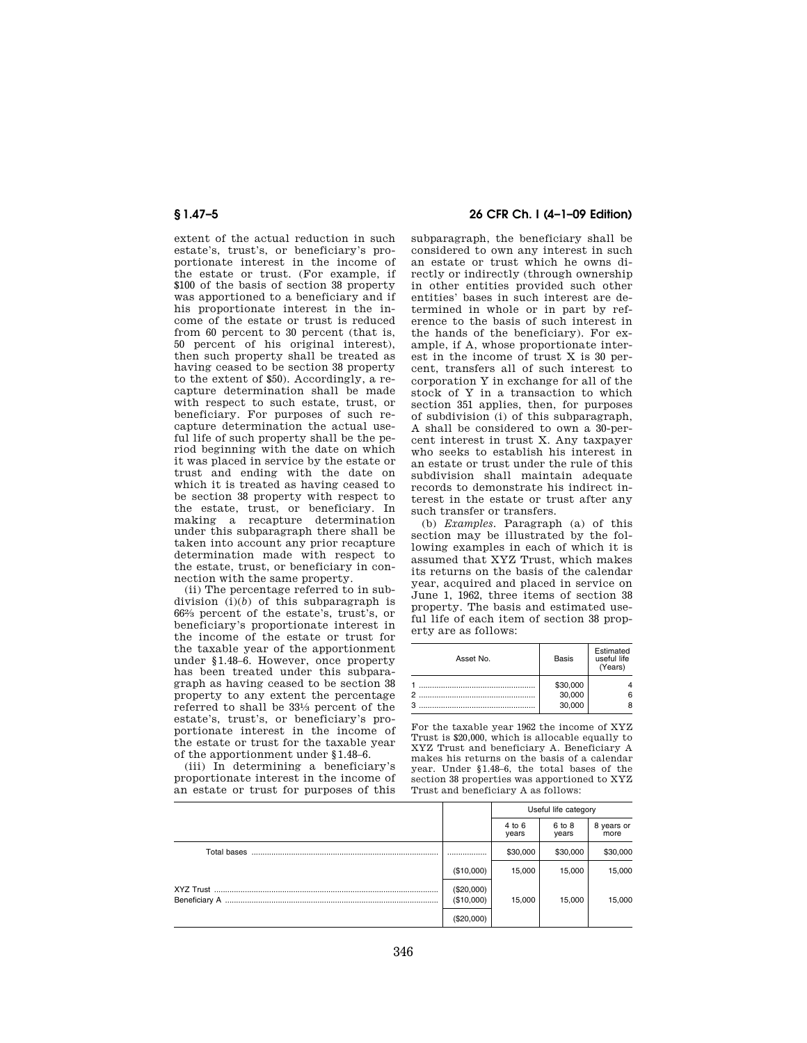extent of the actual reduction in such estate's, trust's, or beneficiary's proportionate interest in the income of the estate or trust. (For example, if $100 of the basis of section 38 property was apportioned to a beneficiary and if his proportionate interest in the income of the estate or trust is reduced from 60 percent to 30 percent (that is, 50 percent of his original interest), then such property shall be treated as having ceased to be section 38 property to the extent of $50). Accordingly, a recapture determination shall be made with respect to such estate, trust, or beneficiary. For purposes of such recapture determination the actual useful life of such property shall be the period beginning with the date on which it was placed in service by the estate or trust and ending with the date on which it is treated as having ceased to be section 38 property with respect to the estate, trust, or beneficiary. In making a recapture determination under this subparagraph there shall be taken into account any prior recapture determination made with respect to the estate, trust, or beneficiary in connection with the same property.

(ii) The percentage referred to in subdivision (i)(*b*) of this subparagraph is 66⅔ percent of the estate's, trust's, or beneficiary's proportionate interest in the income of the estate or trust for the taxable year of the apportionment under §1.48–6. However, once property has been treated under this subparagraph as having ceased to be section 38 property to any extent the percentage referred to shall be 33⅓ percent of the estate's, trust's, or beneficiary's proportionate interest in the income of the estate or trust for the taxable year of the apportionment under §1.48–6.

(iii) In determining a beneficiary's proportionate interest in the income of an estate or trust for purposes of this subparagraph, the beneficiary shall be considered to own any interest in such an estate or trust which he owns directly or indirectly (through ownership in other entities provided such other entities' bases in such interest are determined in whole or in part by reference to the basis of such interest in the hands of the beneficiary). For example, if A, whose proportionate interest in the income of trust X is 30 percent, transfers all of such interest to corporation Y in exchange for all of the stock of Y in a transaction to which section 351 applies, then, for purposes of subdivision (i) of this subparagraph, A shall be considered to own a 30-percent interest in trust X. Any taxpayer who seeks to establish his interest in an estate or trust under the rule of this subdivision shall maintain adequate records to demonstrate his indirect interest in the estate or trust after any such transfer or transfers.

(b) *Examples.* Paragraph (a) of this section may be illustrated by the following examples in each of which it is assumed that XYZ Trust, which makes its returns on the basis of the calendar year, acquired and placed in service on June 1, 1962, three items of section 38 property. The basis and estimated useful life of each item of section 38 property are as follows:

| Asset No. | Basis | Estimated useful life (Years) |
|---|---|---|
| 1 | $30,000 | 4 |
| 2 | 30,000 | 6 |
| 3 | 30,000 | 8 |

For the taxable year 1962 the income of XYZ Trust is $20,000, which is allocable equally to XYZ Trust and beneficiary A. Beneficiary A makes his returns on the basis of a calendar year. Under §1.48–6, the total bases of the section 38 properties was apportioned to XYZ Trust and beneficiary A as follows:

| | | Useful life category | | |
|---|---|---|---|---|
| | | 4 to 6 years | 6 to 8 years | 8 years or more |
| Total bases | | $30,000 | $30,000 | $30,000 |
| | ($10,000) | 15,000 | 15,000 | 15,000 |
| XYZ Trust | ($20,000) | | | |
| Beneficiary A | ($10,000) | 15,000 | 15,000 | 15,000 |
| | ($20,000) | | | |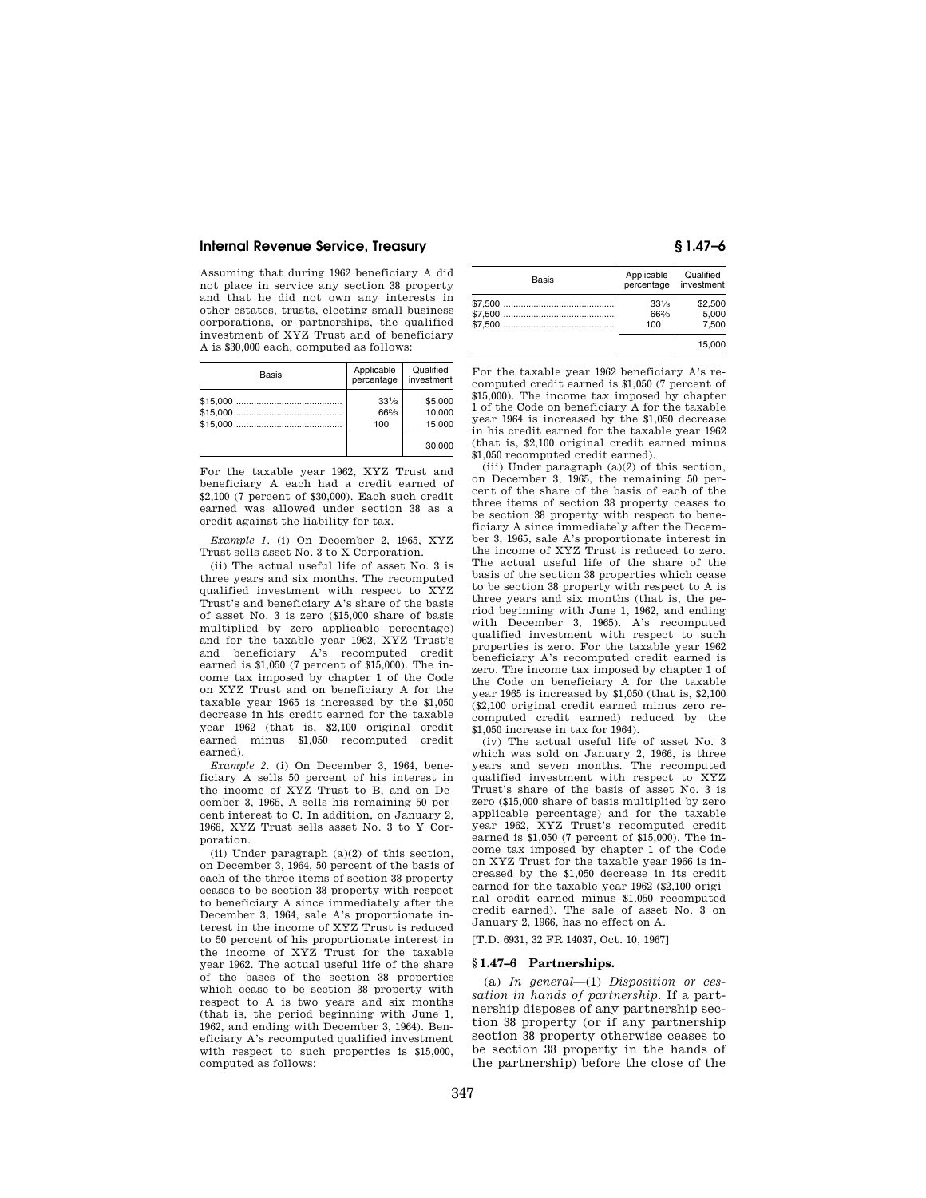Assuming that during 1962 beneficiary A did not place in service any section 38 property and that he did not own any interests in other estates, trusts, electing small business corporations, or partnerships, the qualified investment of XYZ Trust and of beneficiary A is $30,000 each, computed as follows:

| Basis | Applicable percentage | Qualified investment |
| --- | --- | --- |
| $15,000 | 33⅓ | $5,000 |
| $15,000 | 66⅔ | 10,000 |
| $15,000 | 100 | 15,000 |
| | | 30,000 |

For the taxable year 1962, XYZ Trust and beneficiary A each had a credit earned of $2,100 (7 percent of $30,000). Each such credit earned was allowed under section 38 as a credit against the liability for tax.

*Example 1.* (i) On December 2, 1965, XYZ Trust sells asset No. 3 to X Corporation.

(ii) The actual useful life of asset No. 3 is three years and six months. The recomputed qualified investment with respect to XYZ Trust's and beneficiary A's share of the basis of asset No. 3 is zero ($15,000 share of basis multiplied by zero applicable percentage) and for the taxable year 1962, XYZ Trust's and beneficiary A's recomputed credit earned is $1,050 (7 percent of $15,000). The income tax imposed by chapter 1 of the Code on XYZ Trust and on beneficiary A for the taxable year 1965 is increased by the $1,050 decrease in his credit earned for the taxable year 1962 (that is, $2,100 original credit earned minus $1,050 recomputed credit earned).

*Example 2.* (i) On December 3, 1964, beneficiary A sells 50 percent of his interest in the income of XYZ Trust to B, and on December 3, 1965, A sells his remaining 50 percent interest to C. In addition, on January 2, 1966, XYZ Trust sells asset No. 3 to Y Corporation.

(ii) Under paragraph (a)(2) of this section, on December 3, 1964, 50 percent of the basis of each of the three items of section 38 property ceases to be section 38 property with respect to beneficiary A since immediately after the December 3, 1964, sale A's proportionate interest in the income of XYZ Trust is reduced to 50 percent of his proportionate interest in the income of XYZ Trust for the taxable year 1962. The actual useful life of the share of the bases of the section 38 properties which cease to be section 38 property with respect to A is two years and six months (that is, the period beginning with June 1, 1962, and ending with December 3, 1964). Beneficiary A's recomputed qualified investment with respect to such properties is $15,000, computed as follows:

| Basis | Applicable percentage | Qualified investment |
| --- | --- | --- |
| $7,500 | 33⅓ | $2,500 |
| $7,500 | 66⅔ | 5,000 |
| $7,500 | 100 | 7,500 |
| | | 15,000 |

For the taxable year 1962 beneficiary A's recomputed credit earned is $1,050 (7 percent of $15,000). The income tax imposed by chapter 1 of the Code on beneficiary A for the taxable year 1964 is increased by the $1,050 decrease in his credit earned for the taxable year 1962 (that is, $2,100 original credit earned minus $1,050 recomputed credit earned).

(iii) Under paragraph (a)(2) of this section, on December 3, 1965, the remaining 50 percent of the share of the basis of each of the three items of section 38 property ceases to be section 38 property with respect to beneficiary A since immediately after the December 3, 1965, sale A's proportionate interest in the income of XYZ Trust is reduced to zero. The actual useful life of the share of the basis of the section 38 properties which cease to be section 38 property with respect to A is three years and six months (that is, the period beginning with June 1, 1962, and ending with December 3, 1965). A's recomputed qualified investment with respect to such properties is zero. For the taxable year 1962 beneficiary A's recomputed credit earned is zero. The income tax imposed by chapter 1 of the Code on beneficiary A for the taxable year 1965 is increased by $1,050 (that is, $2,100 ($2,100 original credit earned minus zero recomputed credit earned) reduced by the $1,050 increase in tax for 1964).

(iv) The actual useful life of asset No. 3 which was sold on January 2, 1966, is three years and seven months. The recomputed qualified investment with respect to XYZ Trust's share of the basis of asset No. 3 is zero ($15,000 share of basis multiplied by zero applicable percentage) and for the taxable year 1962, XYZ Trust's recomputed credit earned is $1,050 (7 percent of $15,000). The income tax imposed by chapter 1 of the Code on XYZ Trust for the taxable year 1966 is increased by the $1,050 decrease in its credit earned for the taxable year 1962 ($2,100 original credit earned minus $1,050 recomputed credit earned). The sale of asset No. 3 on January 2, 1966, has no effect on A.

[T.D. 6931, 32 FR 14037, Oct. 10, 1967]

## § 1.47–6 Partnerships.

(a) *In general*—(1) *Disposition or cessation in hands of partnership.* If a partnership disposes of any partnership section 38 property (or if any partnership section 38 property otherwise ceases to be section 38 property in the hands of the partnership) before the close of the